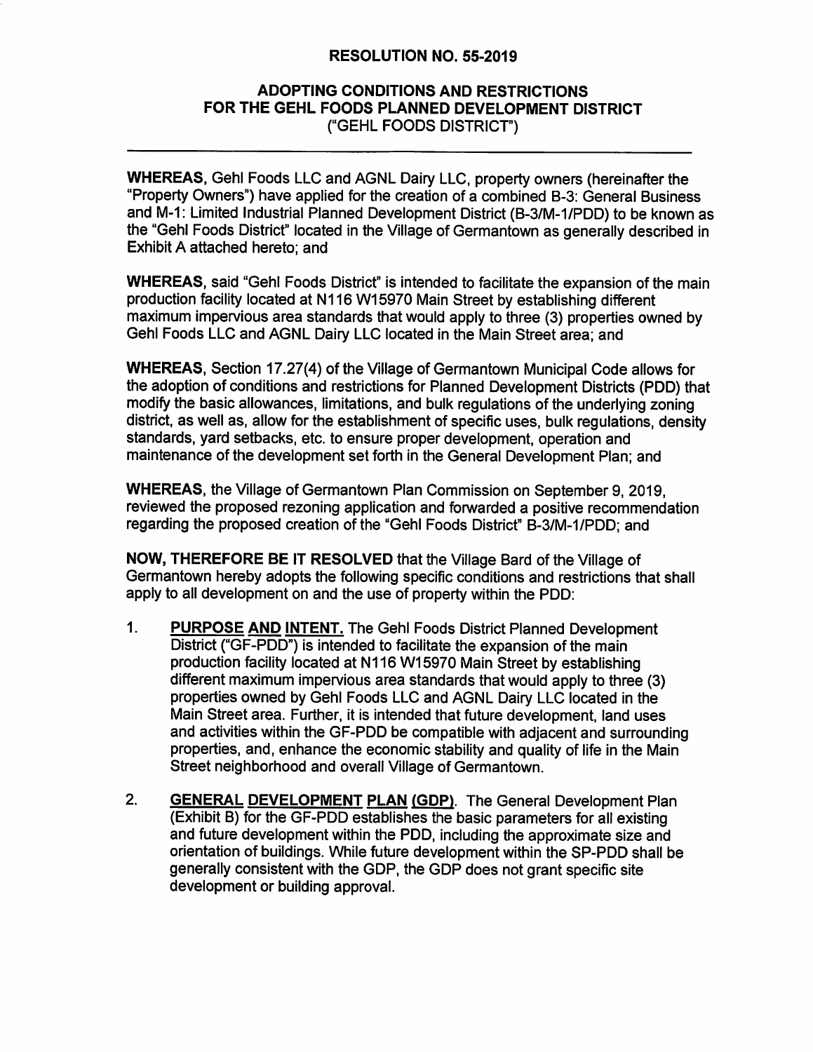# RESOLUTION NO. 55-2019

## ADOPTING CONDITIONS AND RESTRICTIONS FOR THE GEHL FOODS PLANNED DEVELOPMENT DISTRICT ("GEHL FOODS DISTRICT")

**WHEREAS,** Gehl Foods LLC and AGNL Dairy LLC, property owners (hereinafter the "Property Owners") have applied for the creation of a combined B-3: General Business and M-1: Limited Industrial Planned Development District (B-3/M-1/PDD) to be known as the "Gehl Foods District" located in the Village of Germantown as generally described in Exhibit A attached hereto; and

**WHEREAS,** said "Gehl Foods District" is intended to facilitate the expansion of the main production facility located at N116 W15970 Main Street by establishing different maximum impervious area standards that would apply to three (3) properties owned by Gehl Foods LLC and AGNL Dairy LLC located in the Main Street area; and

**WHEREAS,** Section 17.27(4) of the Village of Germantown Municipal Code allows for the adoption of conditions and restrictions for Planned Development Districts (PDD) that modify the basic allowances, limitations, and bulk regulations of the underlying zoning district, as well as, allow for the establishment of specific uses, bulk regulations, density standards, yard setbacks, etc. to ensure proper development, operation and maintenance of the development set forth in the General Development Plan; and

**WHEREAS,** the Village of Germantown Plan Commission on September 9, 2019, reviewed the proposed rezoning application and forwarded a positive recommendation regarding the proposed creation of the "Gehl Foods District" B-3/M-1/PDD; and

**NOW, THEREFORE BE IT RESOLVED** that the Village Bard of the Village of Germantown hereby adopts the following specific conditions and restrictions that shall apply to all development on and the use of property within the PDD:

1. **PURPOSE AND INTENT.** The Gehl Foods District Planned Development District ("GF-PDD") is intended to facilitate the expansion of the main production facility located at N116 W15970 Main Street by establishing different maximum impervious area standards that would apply to three (3) properties owned by Gehl Foods LLC and AGNL Dairy LLC located in the Main Street area. Further, it is intended that future development, land uses and activities within the GF-PDD be compatible with adjacent and surrounding properties, and, enhance the economic stability and quality of life in the Main Street neighborhood and overall Village of Germantown.

2. **GENERAL DEVELOPMENT PLAN (GDP).** The General Development Plan (Exhibit B) for the GF-PDD establishes the basic parameters for all existing and future development within the PDD, including the approximate size and orientation of buildings. While future development within the SP-PDD shall be generally consistent with the GDP, the GDP does not grant specific site development or building approval.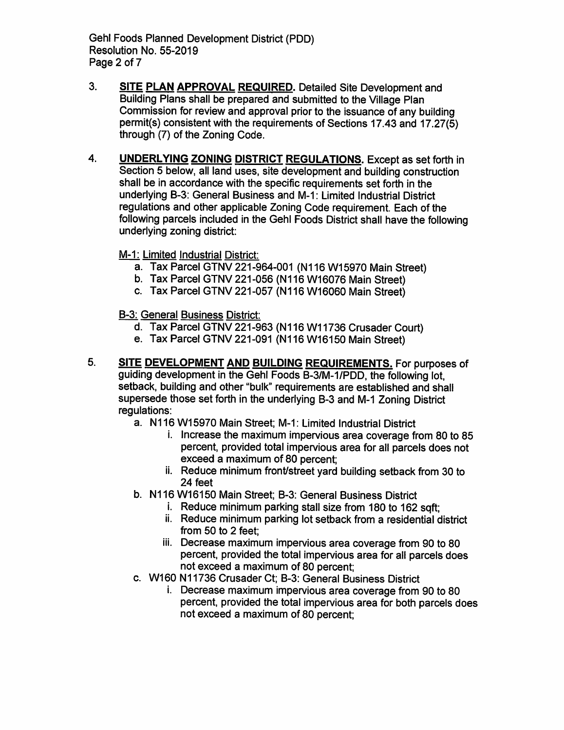3. **SITE PLAN APPROVAL REQUIRED.** Detailed Site Development and Building Plans shall be prepared and submitted to the Village Plan Commission for review and approval prior to the issuance of any building permit(s) consistent with the requirements of Sections 17.43 and 17.27(5) through (7) of the Zoning Code.

4. **UNDERLYING ZONING DISTRICT REGULATIONS.** Except as set forth in Section 5 below, all land uses, site development and building construction shall be in accordance with the specific requirements set forth in the underlying B-3: General Business and M-1: Limited Industrial District regulations and other applicable Zoning Code requirement. Each of the following parcels included in the Gehl Foods District shall have the following underlying zoning district:

   M-1: Limited Industrial District:
   a. Tax Parcel GTNV 221-964-001 (N116 W15970 Main Street)
   b. Tax Parcel GTNV 221-056 (N116 W16076 Main Street)
   c. Tax Parcel GTNV 221-057 (N116 W16060 Main Street)

   B-3: General Business District:
   d. Tax Parcel GTNV 221-963 (N116 W11736 Crusader Court)
   e. Tax Parcel GTNV 221-091 (N116 W16150 Main Street)

5. **SITE DEVELOPMENT AND BUILDING REQUIREMENTS.** For purposes of guiding development in the Gehl Foods B-3/M-1/PDD, the following lot, setback, building and other "bulk" requirements are established and shall supersede those set forth in the underlying B-3 and M-1 Zoning District regulations:
   a. N116 W15970 Main Street; M-1: Limited Industrial District
      i. Increase the maximum impervious area coverage from 80 to 85 percent, provided total impervious area for all parcels does not exceed a maximum of 80 percent;
      ii. Reduce minimum front/street yard building setback from 30 to 24 feet
   b. N116 W16150 Main Street; B-3: General Business District
      i. Reduce minimum parking stall size from 180 to 162 sqft;
      ii. Reduce minimum parking lot setback from a residential district from 50 to 2 feet;
      iii. Decrease maximum impervious area coverage from 90 to 80 percent, provided the total impervious area for all parcels does not exceed a maximum of 80 percent;
   c. W160 N11736 Crusader Ct; B-3: General Business District
      i. Decrease maximum impervious area coverage from 90 to 80 percent, provided the total impervious area for both parcels does not exceed a maximum of 80 percent;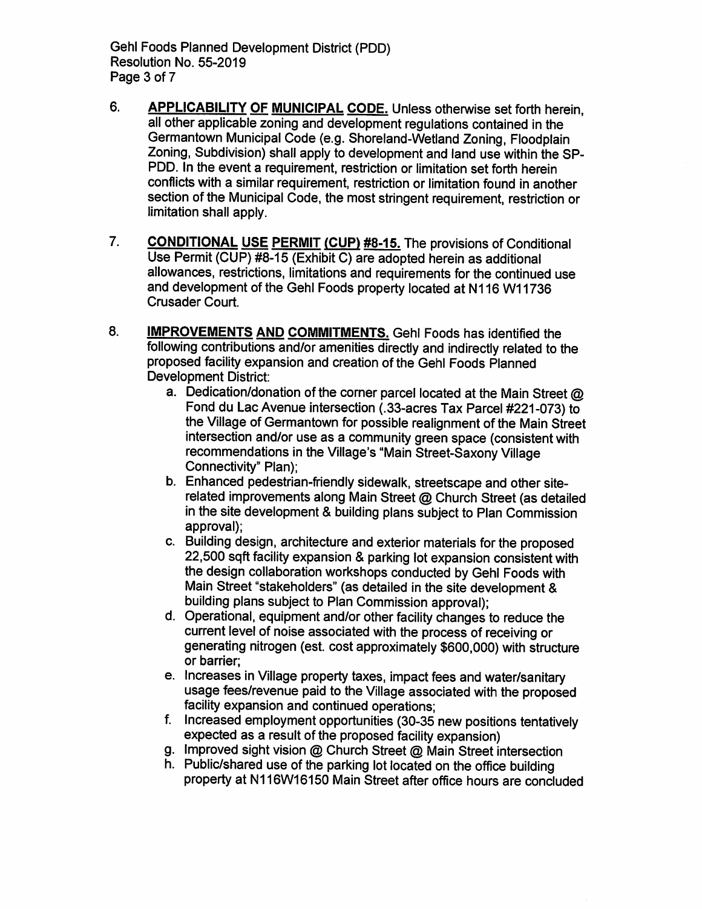6. **APPLICABILITY OF MUNICIPAL CODE.** Unless otherwise set forth herein, all other applicable zoning and development regulations contained in the Germantown Municipal Code (e.g. Shoreland-Wetland Zoning, Floodplain Zoning, Subdivision) shall apply to development and land use within the SP-PDD. In the event a requirement, restriction or limitation set forth herein conflicts with a similar requirement, restriction or limitation found in another section of the Municipal Code, the most stringent requirement, restriction or limitation shall apply.

7. **CONDITIONAL USE PERMIT (CUP) #8-15.** The provisions of Conditional Use Permit (CUP) #8-15 (Exhibit C) are adopted herein as additional allowances, restrictions, limitations and requirements for the continued use and development of the Gehl Foods property located at N116 W11736 Crusader Court.

8. **IMPROVEMENTS AND COMMITMENTS.** Gehl Foods has identified the following contributions and/or amenities directly and indirectly related to the proposed facility expansion and creation of the Gehl Foods Planned Development District:
   a. Dedication/donation of the corner parcel located at the Main Street @ Fond du Lac Avenue intersection (.33-acres Tax Parcel #221-073) to the Village of Germantown for possible realignment of the Main Street intersection and/or use as a community green space (consistent with recommendations in the Village's "Main Street-Saxony Village Connectivity" Plan);
   b. Enhanced pedestrian-friendly sidewalk, streetscape and other site-related improvements along Main Street @ Church Street (as detailed in the site development & building plans subject to Plan Commission approval);
   c. Building design, architecture and exterior materials for the proposed 22,500 sqft facility expansion & parking lot expansion consistent with the design collaboration workshops conducted by Gehl Foods with Main Street "stakeholders" (as detailed in the site development & building plans subject to Plan Commission approval);
   d. Operational, equipment and/or other facility changes to reduce the current level of noise associated with the process of receiving or generating nitrogen (est. cost approximately $600,000) with structure or barrier;
   e. Increases in Village property taxes, impact fees and water/sanitary usage fees/revenue paid to the Village associated with the proposed facility expansion and continued operations;
   f. Increased employment opportunities (30-35 new positions tentatively expected as a result of the proposed facility expansion)
   g. Improved sight vision @ Church Street @ Main Street intersection
   h. Public/shared use of the parking lot located on the office building property at N116W16150 Main Street after office hours are concluded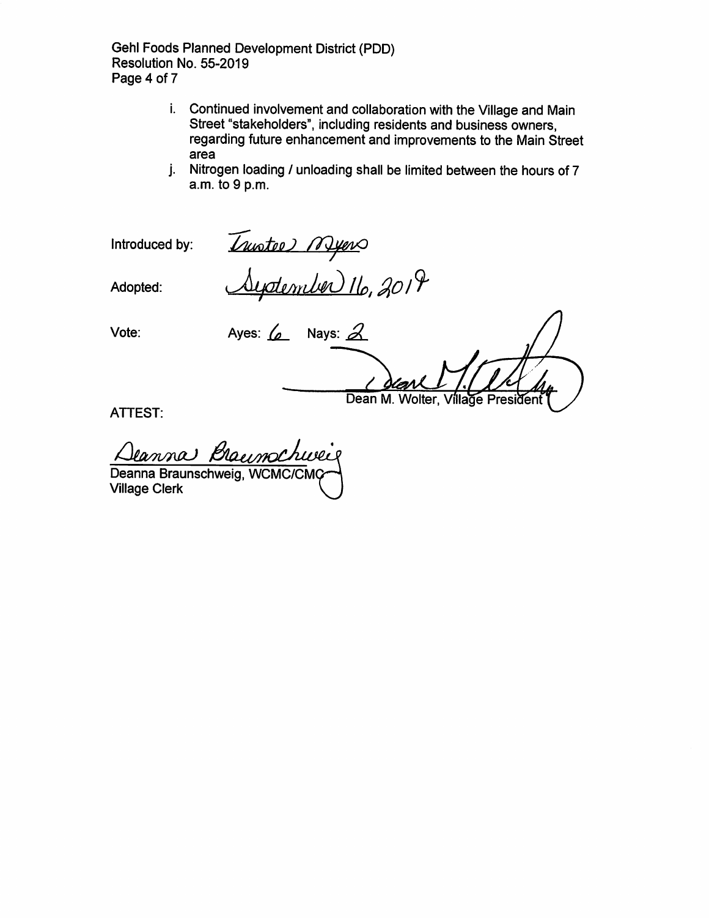i. Continued involvement and collaboration with the Village and Main Street "stakeholders", including residents and business owners, regarding future enhancement and improvements to the Main Street area

j. Nitrogen loading / unloading shall be limited between the hours of 7 a.m. to 9 p.m.

Introduced by: Trustee Myers

Adopted: September 16, 2019

Vote: Ayes: 6 Nays: 2

Dean M. Wolter, Village President

ATTEST:

Deanna Braunschweig, WCMC/CMC
Village Clerk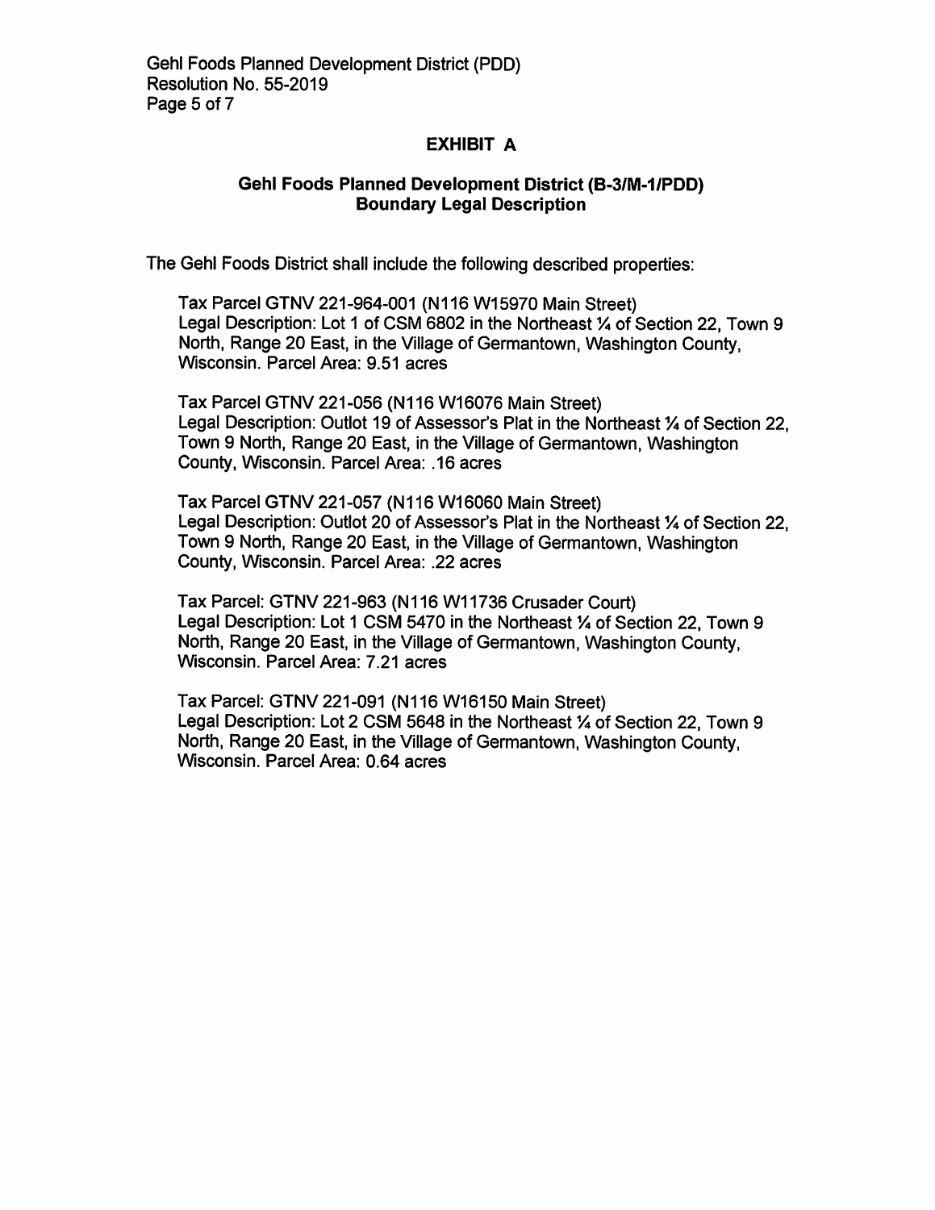## EXHIBIT A

### Gehl Foods Planned Development District (B-3/M-1/PDD) Boundary Legal Description

The Gehl Foods District shall include the following described properties:

Tax Parcel GTNV 221-964-001 (N116 W15970 Main Street)
Legal Description: Lot 1 of CSM 6802 in the Northeast ¼ of Section 22, Town 9 North, Range 20 East, in the Village of Germantown, Washington County, Wisconsin. Parcel Area: 9.51 acres

Tax Parcel GTNV 221-056 (N116 W16076 Main Street)
Legal Description: Outlot 19 of Assessor's Plat in the Northeast ¼ of Section 22, Town 9 North, Range 20 East, in the Village of Germantown, Washington County, Wisconsin. Parcel Area: .16 acres

Tax Parcel GTNV 221-057 (N116 W16060 Main Street)
Legal Description: Outlot 20 of Assessor's Plat in the Northeast ¼ of Section 22, Town 9 North, Range 20 East, in the Village of Germantown, Washington County, Wisconsin. Parcel Area: .22 acres

Tax Parcel: GTNV 221-963 (N116 W11736 Crusader Court)
Legal Description: Lot 1 CSM 5470 in the Northeast ¼ of Section 22, Town 9 North, Range 20 East, in the Village of Germantown, Washington County, Wisconsin. Parcel Area: 7.21 acres

Tax Parcel: GTNV 221-091 (N116 W16150 Main Street)
Legal Description: Lot 2 CSM 5648 in the Northeast ¼ of Section 22, Town 9 North, Range 20 East, in the Village of Germantown, Washington County, Wisconsin. Parcel Area: 0.64 acres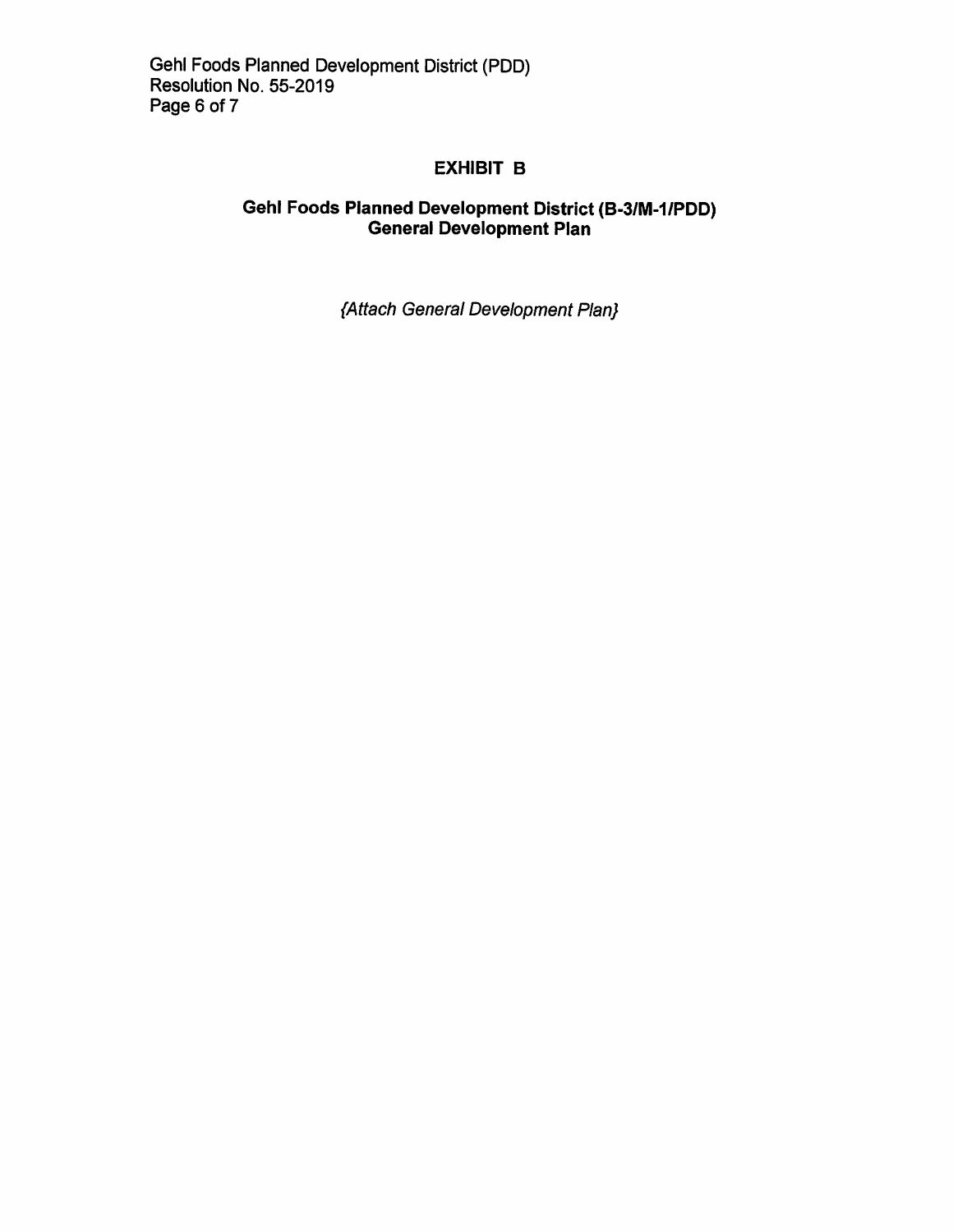# EXHIBIT B

## Gehl Foods Planned Development District (B-3/M-1/PDD)
## General Development Plan

*{Attach General Development Plan}*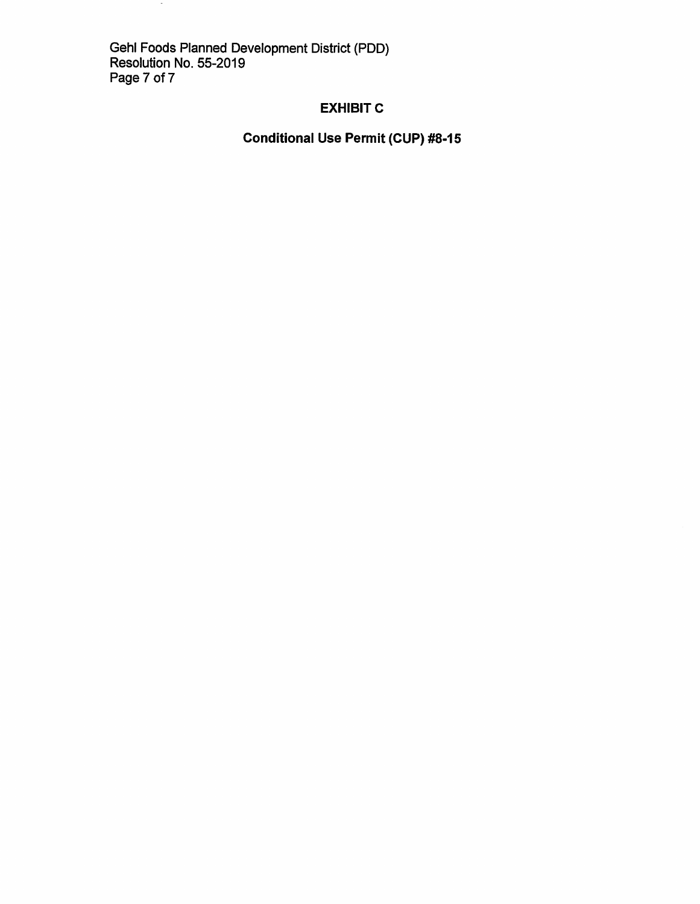## EXHIBIT C

## Conditional Use Permit (CUP) #8-15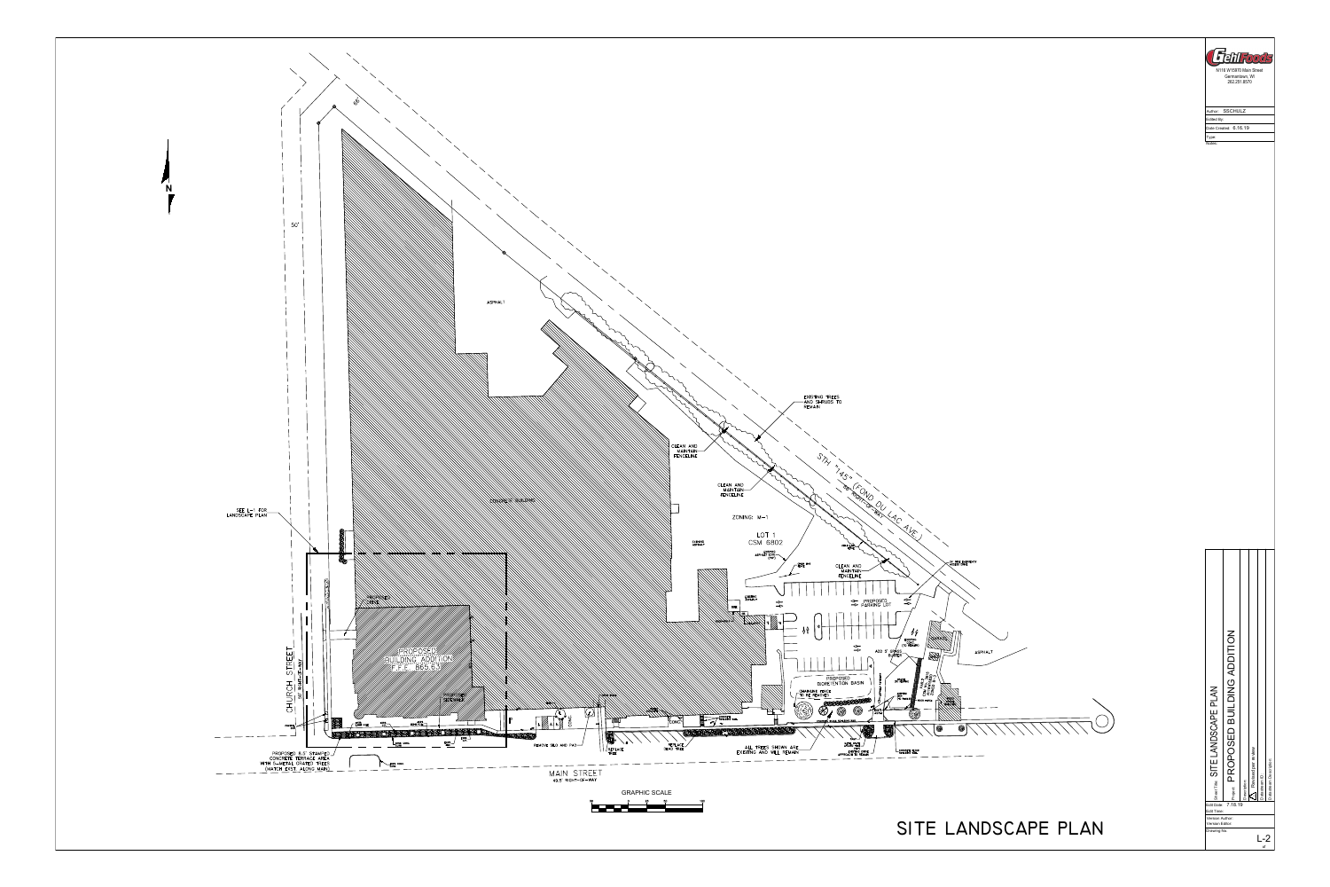# SITE LANDSCAPE PLAN

N

50'

66'

ASPHALT

EXISTING TREES AND SHRUBS TO REMAIN

CLEAN AND MAINTAIN FENCELINE

CLEAN AND MAINTAIN FENCELINE

CLEAN AND MAINTAIN FENCELINE

STH "145" (FOND DU LAC AVE.)

ZONING: M-1

LOT 1
CSM 6802

CONCRETE BUILDING

SEE L-1 FOR LANDSCAPE PLAN

PROPOSED BUILDING ADDITION
F.F.E. 865.67

PROPOSED PARKING LOT

ADD 5' GRASS BUFFER

PROPOSED BIORETENTION BASIN

CHAINLINK FENCE TO BE REMOVED

ASPHALT

CHURCH STREET

PROPOSED 6.5' STAMPED CONCRETE TERRACE AREA WITH CITY ROW STATED TREES (MATCH EXIST. ALONG MAIN)

RELATIVE SILO AND TAG

REPLACE TREE

REPLACE DEAD TREE

ALL TREES SHOWN ARE EXISTING AND WILL REMAIN

MAIN STREET
49.5' RIGHT-OF-WAY

GRAPHIC SCALE

---

Gehl Foods
N116 W15970 Main Street
Germantown, WI
262.251.8570

Author: SSCHULZ
Edited By:
Date Created: 8.16.19
Type:
Notes:

Sheet Title: SITE LANDSCAPE PLAN
Project: PROPOSED BUILDING ADDITION

Build Date: 7.16.19
Build Time:
Version Author:
Version Editor:
Drawing No.: L-2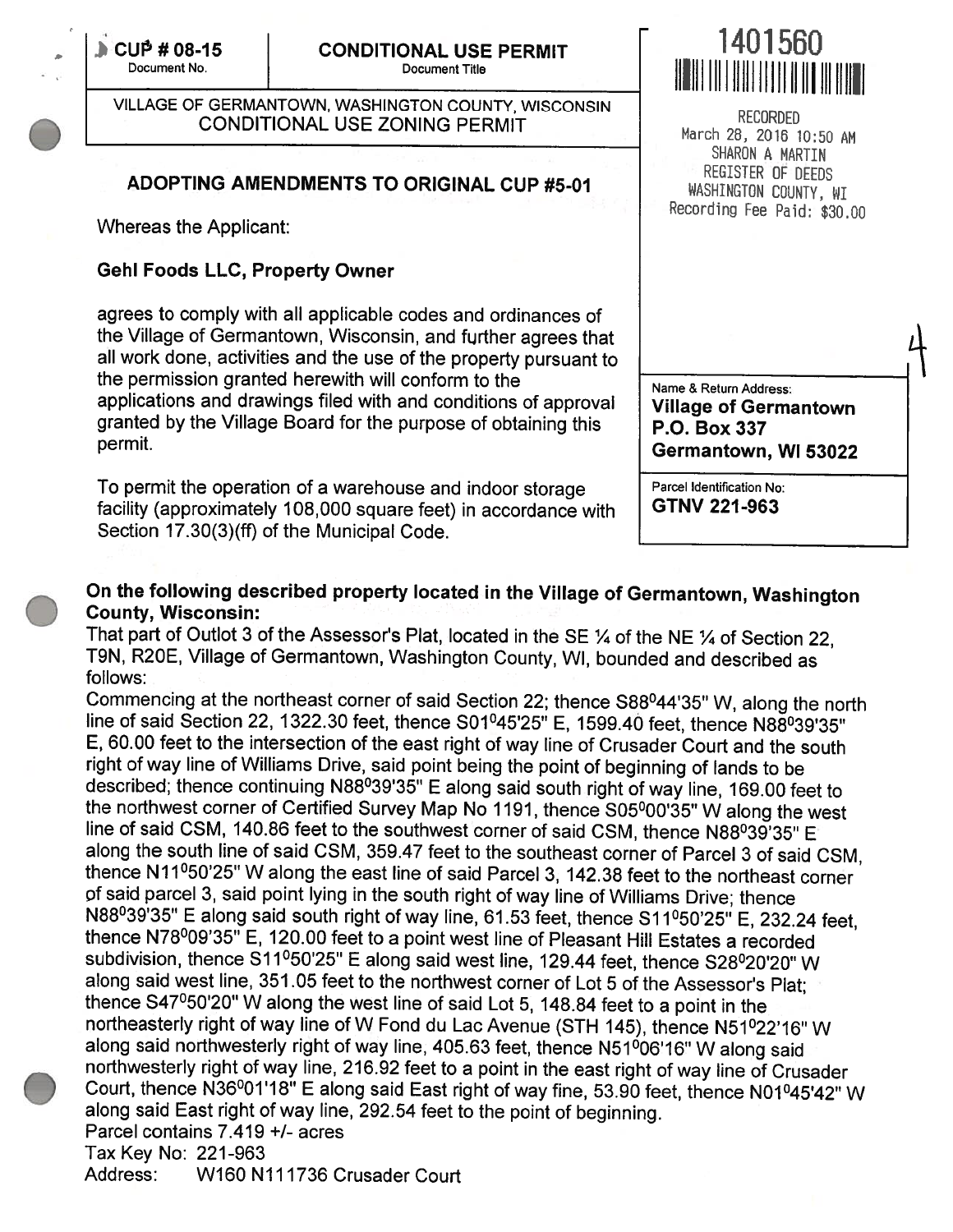**CUP # 08-15**
Document No.

**CONDITIONAL USE PERMIT**
Document Title

1401560

RECORDED
March 28, 2016 10:50 AM
SHARON A MARTIN
REGISTER OF DEEDS
WASHINGTON COUNTY, WI
Recording Fee Paid: $30.00

4

VILLAGE OF GERMANTOWN, WASHINGTON COUNTY, WISCONSIN
CONDITIONAL USE ZONING PERMIT

## ADOPTING AMENDMENTS TO ORIGINAL CUP #5-01

Whereas the Applicant:

**Gehl Foods LLC, Property Owner**

agrees to comply with all applicable codes and ordinances of the Village of Germantown, Wisconsin, and further agrees that all work done, activities and the use of the property pursuant to the permission granted herewith will conform to the applications and drawings filed with and conditions of approval granted by the Village Board for the purpose of obtaining this permit.

To permit the operation of a warehouse and indoor storage facility (approximately 108,000 square feet) in accordance with Section 17.30(3)(ff) of the Municipal Code.

Name & Return Address:
**Village of Germantown**
**P.O. Box 337**
**Germantown, WI 53022**

Parcel Identification No:
**GTNV 221-963**

**On the following described property located in the Village of Germantown, Washington County, Wisconsin:**

That part of Outlot 3 of the Assessor's Plat, located in the SE ¼ of the NE ¼ of Section 22, T9N, R20E, Village of Germantown, Washington County, WI, bounded and described as follows:

Commencing at the northeast corner of said Section 22; thence S88°44'35" W, along the north line of said Section 22, 1322.30 feet, thence S01°45'25" E, 1599.40 feet, thence N88°39'35" E, 60.00 feet to the intersection of the east right of way line of Crusader Court and the south right of way line of Williams Drive, said point being the point of beginning of lands to be described; thence continuing N88°39'35" E along said south right of way line, 169.00 feet to the northwest corner of Certified Survey Map No 1191, thence S05°00'35" W along the west line of said CSM, 140.86 feet to the southwest corner of said CSM, thence N88°39'35" E along the south line of said CSM, 359.47 feet to the southeast corner of Parcel 3 of said CSM, thence N11°50'25" W along the east line of said Parcel 3, 142.38 feet to the northeast corner of said parcel 3, said point lying in the south right of way line of Williams Drive; thence N88°39'35" E along said south right of way line, 61.53 feet, thence S11°50'25" E, 232.24 feet, thence N78°09'35" E, 120.00 feet to a point west line of Pleasant Hill Estates a recorded subdivision, thence S11°50'25" E along said west line, 129.44 feet, thence S28°20'20" W along said west line, 351.05 feet to the northwest corner of Lot 5 of the Assessor's Plat; thence S47°50'20" W along the west line of said Lot 5, 148.84 feet to a point in the northeasterly right of way line of W Fond du Lac Avenue (STH 145), thence N51°22'16" W along said northwesterly right of way line, 405.63 feet, thence N51°06'16" W along said northwesterly right of way line, 216.92 feet to a point in the east right of way line of Crusader Court, thence N36°01'18" E along said East right of way fine, 53.90 feet, thence N01°45'42" W along said East right of way line, 292.54 feet to the point of beginning.
Parcel contains 7.419 +/- acres
Tax Key No: 221-963
Address: W160 N111736 Crusader Court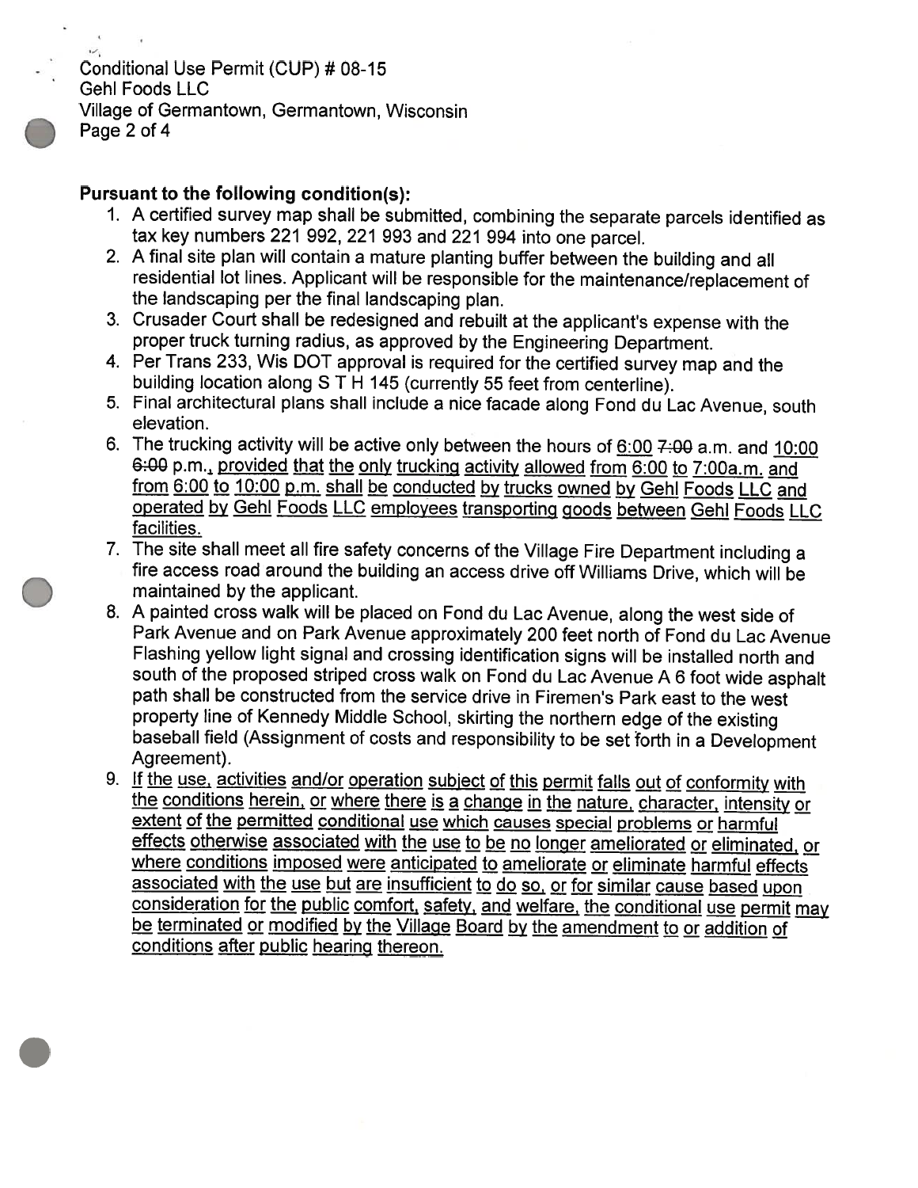**Pursuant to the following condition(s):**

1. A certified survey map shall be submitted, combining the separate parcels identified as tax key numbers 221 992, 221 993 and 221 994 into one parcel.
2. A final site plan will contain a mature planting buffer between the building and all residential lot lines. Applicant will be responsible for the maintenance/replacement of the landscaping per the final landscaping plan.
3. Crusader Court shall be redesigned and rebuilt at the applicant's expense with the proper truck turning radius, as approved by the Engineering Department.
4. Per Trans 233, Wis DOT approval is required for the certified survey map and the building location along S T H 145 (currently 55 feet from centerline).
5. Final architectural plans shall include a nice facade along Fond du Lac Avenue, south elevation.
6. The trucking activity will be active only between the hours of 6:00 ~~7:00~~ a.m. and 10:00 ~~6:00~~ p.m., provided that the only trucking activity allowed from 6:00 to 7:00a.m. and from 6:00 to 10:00 p.m. shall be conducted by trucks owned by Gehl Foods LLC and operated by Gehl Foods LLC employees transporting goods between Gehl Foods LLC facilities.
7. The site shall meet all fire safety concerns of the Village Fire Department including a fire access road around the building an access drive off Williams Drive, which will be maintained by the applicant.
8. A painted cross walk will be placed on Fond du Lac Avenue, along the west side of Park Avenue and on Park Avenue approximately 200 feet north of Fond du Lac Avenue Flashing yellow light signal and crossing identification signs will be installed north and south of the proposed striped cross walk on Fond du Lac Avenue A 6 foot wide asphalt path shall be constructed from the service drive in Firemen's Park east to the west property line of Kennedy Middle School, skirting the northern edge of the existing baseball field (Assignment of costs and responsibility to be set forth in a Development Agreement).
9. If the use, activities and/or operation subject of this permit falls out of conformity with the conditions herein, or where there is a change in the nature, character, intensity or extent of the permitted conditional use which causes special problems or harmful effects otherwise associated with the use to be no longer ameliorated or eliminated, or where conditions imposed were anticipated to ameliorate or eliminate harmful effects associated with the use but are insufficient to do so, or for similar cause based upon consideration for the public comfort, safety, and welfare, the conditional use permit may be terminated or modified by the Village Board by the amendment to or addition of conditions after public hearing thereon.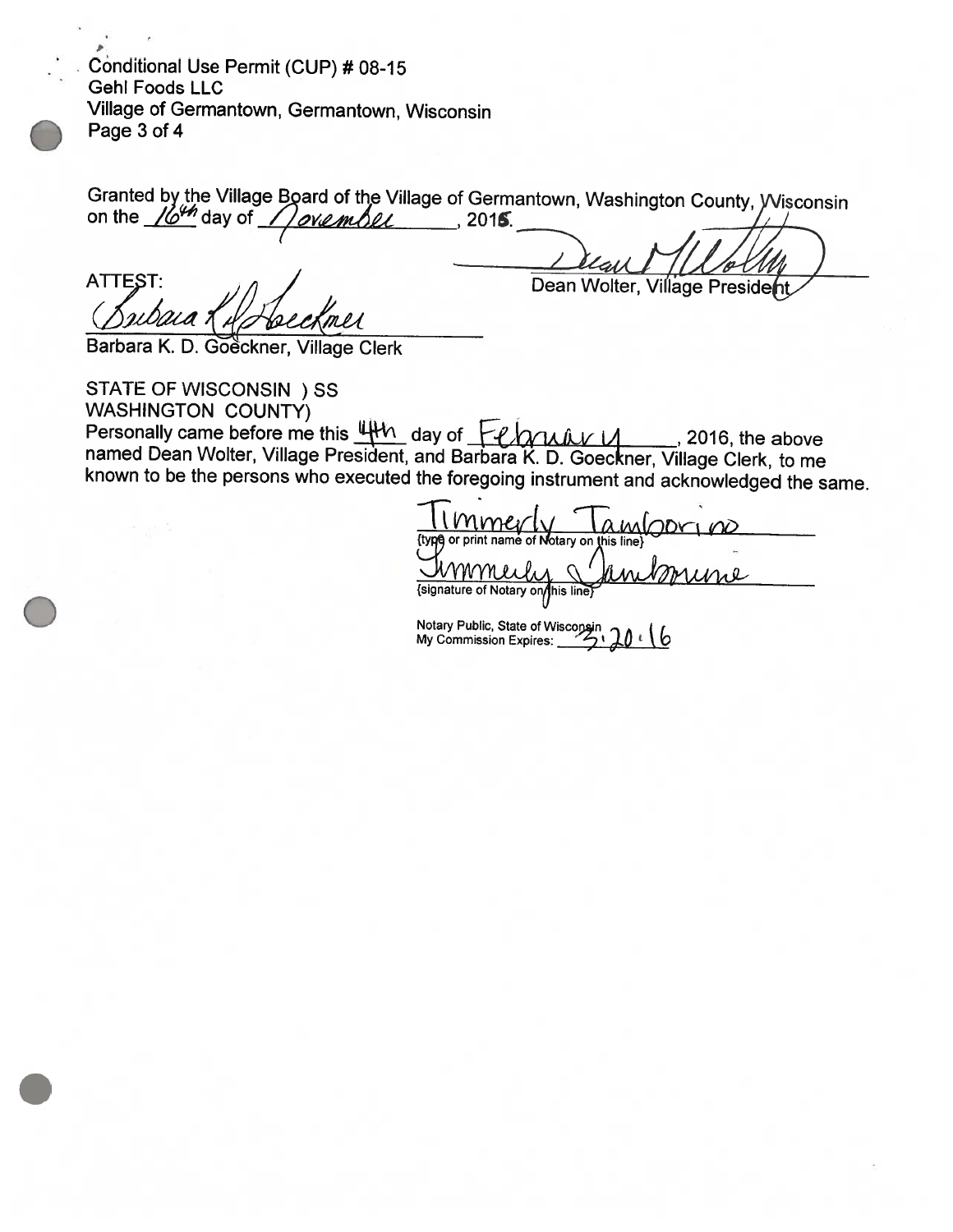Conditional Use Permit (CUP) # 08-15
Gehl Foods LLC
Village of Germantown, Germantown, Wisconsin
Page 3 of 4

Granted by the Village Board of the Village of Germantown, Washington County, Wisconsin on the 16th day of November, 2015.

ATTEST:

Barbara K. D. Goeckner, Village Clerk

Dean Wolter, Village President

STATE OF WISCONSIN ) SS
WASHINGTON COUNTY)
Personally came before me this 4th day of February, 2016, the above named Dean Wolter, Village President, and Barbara K. D. Goeckner, Village Clerk, to me known to be the persons who executed the foregoing instrument and acknowledged the same.

Timmerly Tamborino
{type or print name of Notary on this line}

{signature of Notary on this line}

Notary Public, State of Wisconsin
My Commission Expires: 3.20.16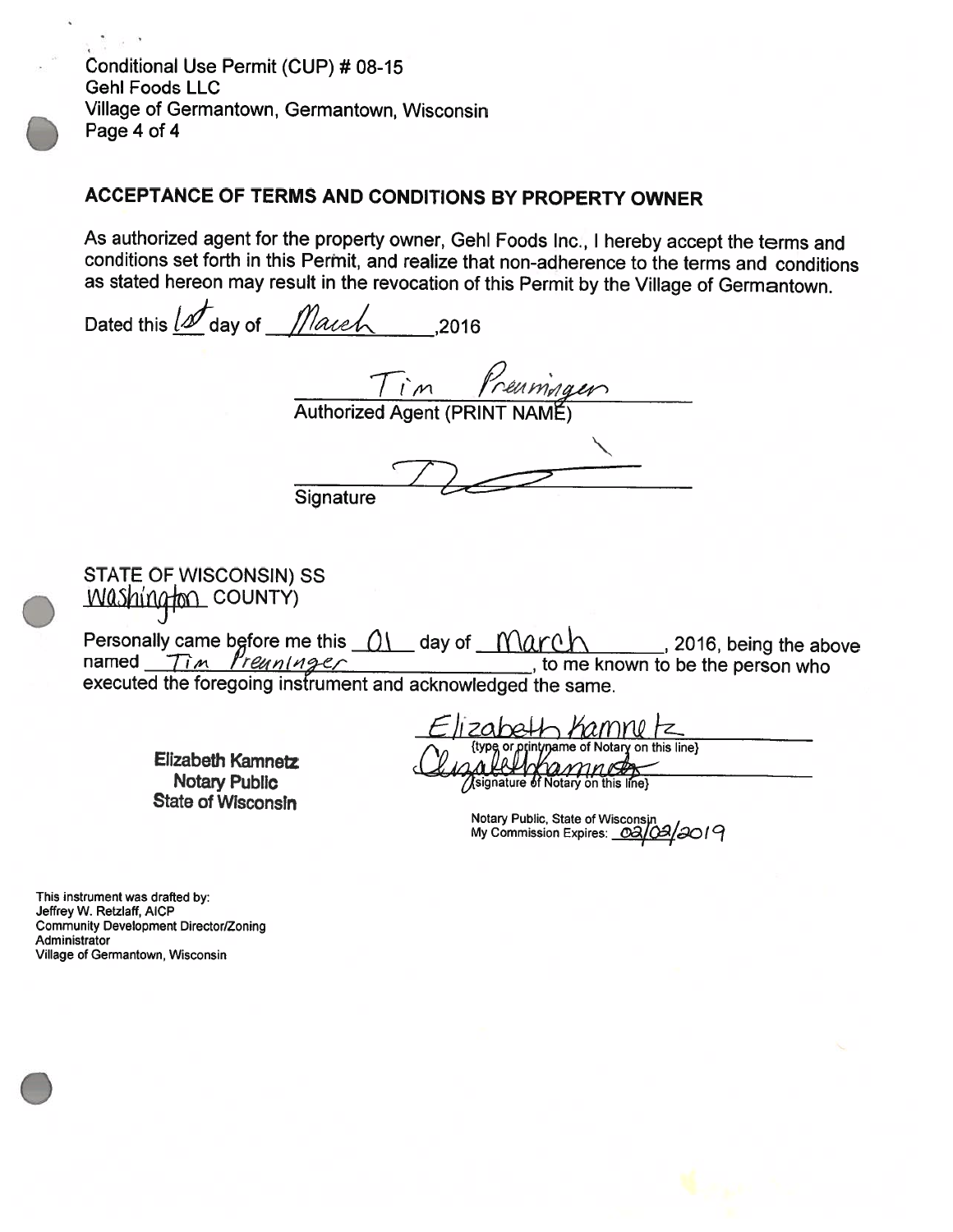Conditional Use Permit (CUP) # 08-15
Gehl Foods LLC
Village of Germantown, Germantown, Wisconsin
Page 4 of 4

## ACCEPTANCE OF TERMS AND CONDITIONS BY PROPERTY OWNER

As authorized agent for the property owner, Gehl Foods Inc., I hereby accept the terms and conditions set forth in this Permit, and realize that non-adherence to the terms and conditions as stated hereon may result in the revocation of this Permit by the Village of Germantown.

Dated this 1st day of March ,2016

Tim Preuninger
Authorized Agent (PRINT NAME)

[signature]
Signature

STATE OF WISCONSIN) SS
Washington COUNTY)

Personally came before me this 01 day of March , 2016, being the above named Tim Preuninger , to me known to be the person who executed the foregoing instrument and acknowledged the same.

**Elizabeth Kamnetz**
**Notary Public**
**State of Wisconsin**

Elizabeth Kamnetz
{type or print name of Notary on this line}

[signature]
{signature of Notary on this line}

Notary Public, State of Wisconsin
My Commission Expires: 02/02/2019

This instrument was drafted by:
Jeffrey W. Retzlaff, AICP
Community Development Director/Zoning Administrator
Village of Germantown, Wisconsin